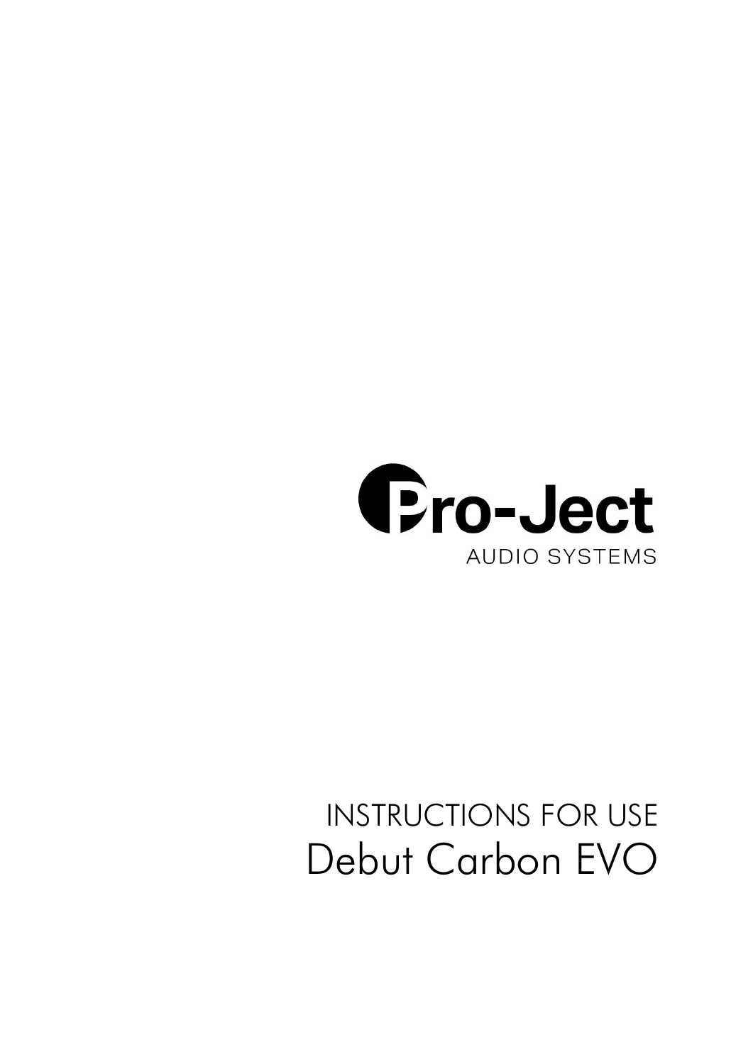Pro-Ject

AUDIO SYSTEMS

INSTRUCTIONS FOR USE

# Debut Carbon EVO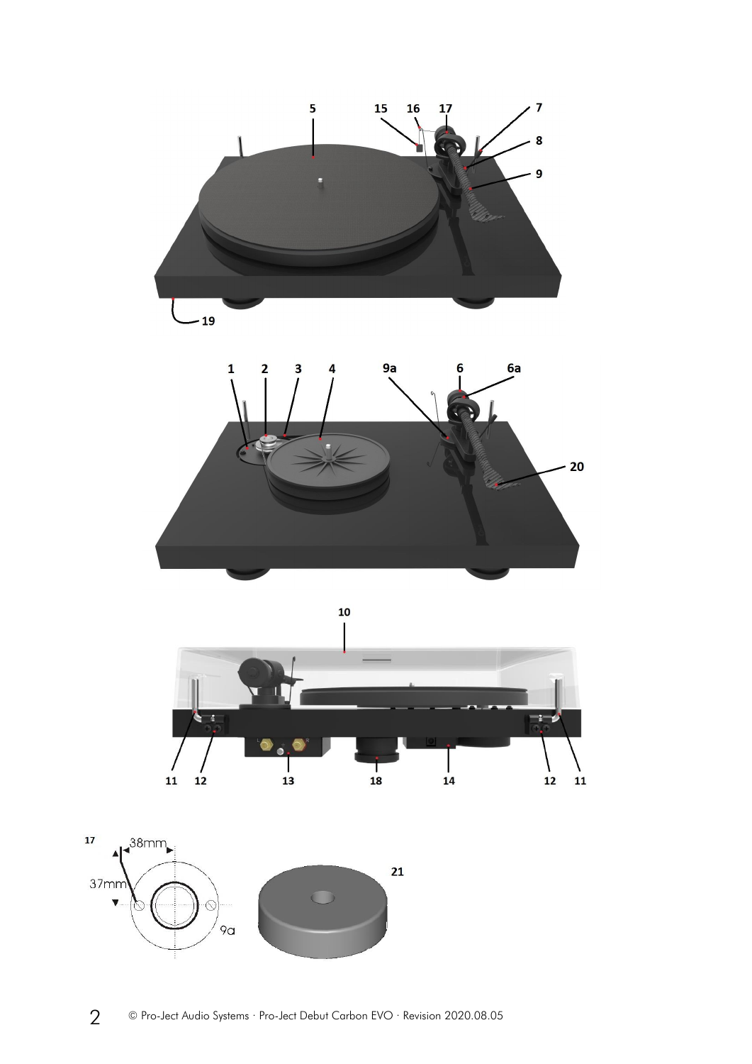5 15 16 17 7

8

9

19

1 2 3 4 9a 6 6a

20

10

11 12 13 18 14 12 11

17

38mm

37mm

9a

21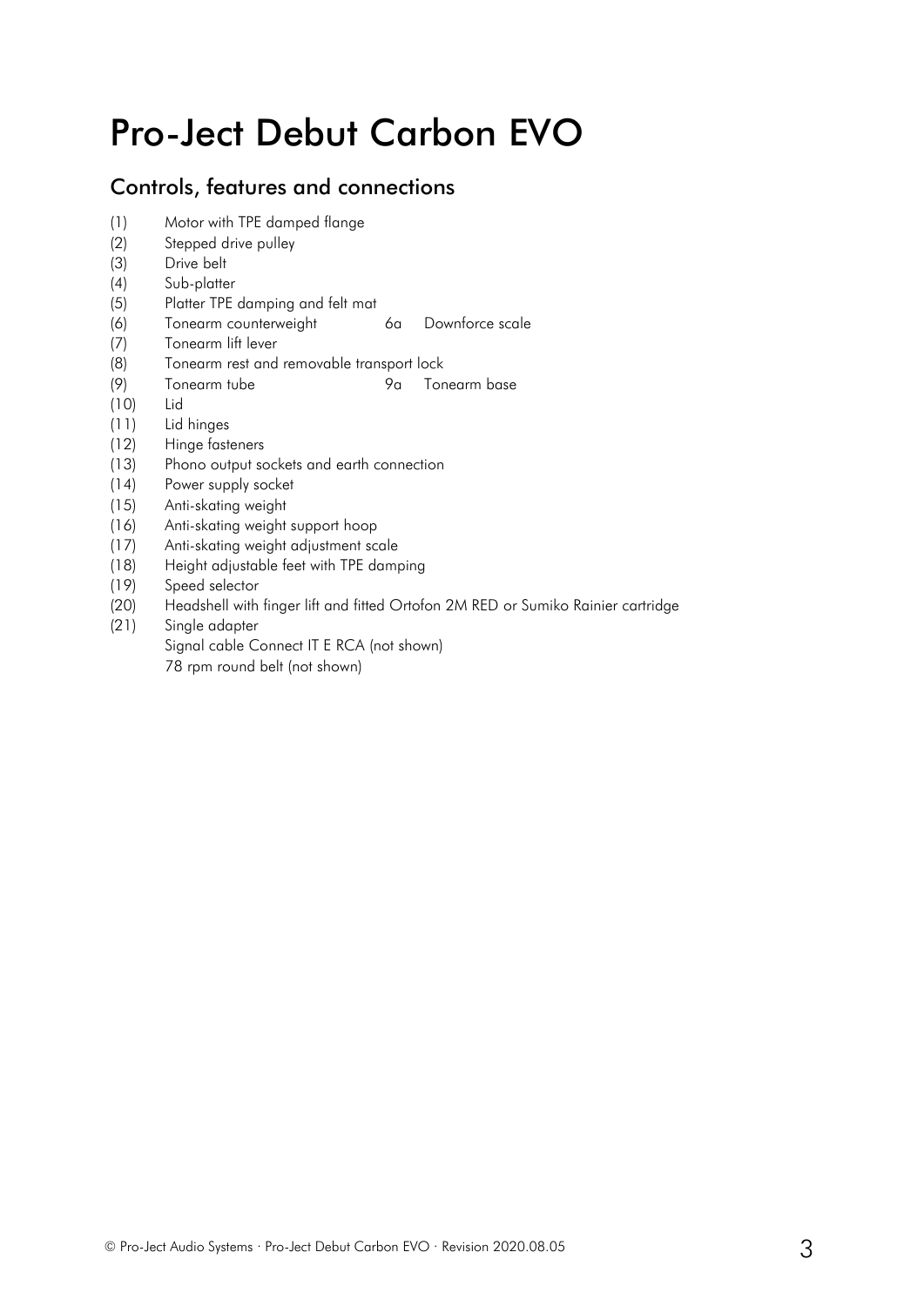# Pro-Ject Debut Carbon EVO

## Controls, features and connections

(1) Motor with TPE damped flange
(2) Stepped drive pulley
(3) Drive belt
(4) Sub-platter
(5) Platter TPE damping and felt mat
(6) Tonearm counterweight 6a Downforce scale
(7) Tonearm lift lever
(8) Tonearm rest and removable transport lock
(9) Tonearm tube 9a Tonearm base
(10) Lid
(11) Lid hinges
(12) Hinge fasteners
(13) Phono output sockets and earth connection
(14) Power supply socket
(15) Anti-skating weight
(16) Anti-skating weight support hoop
(17) Anti-skating weight adjustment scale
(18) Height adjustable feet with TPE damping
(19) Speed selector
(20) Headshell with finger lift and fitted Ortofon 2M RED or Sumiko Rainier cartridge
(21) Single adapter
Signal cable Connect IT E RCA (not shown)
78 rpm round belt (not shown)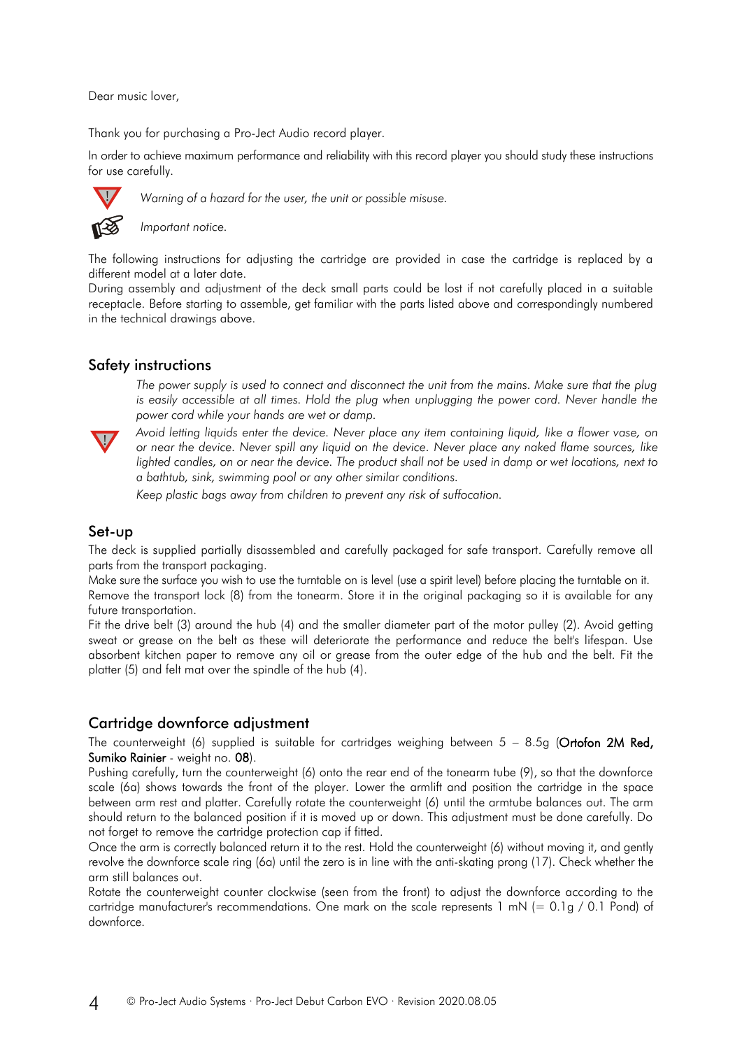Dear music lover,

Thank you for purchasing a Pro-Ject Audio record player.

In order to achieve maximum performance and reliability with this record player you should study these instructions for use carefully.

*Warning of a hazard for the user, the unit or possible misuse.*

*Important notice.*

The following instructions for adjusting the cartridge are provided in case the cartridge is replaced by a different model at a later date.
During assembly and adjustment of the deck small parts could be lost if not carefully placed in a suitable receptacle. Before starting to assemble, get familiar with the parts listed above and correspondingly numbered in the technical drawings above.

## Safety instructions

*The power supply is used to connect and disconnect the unit from the mains. Make sure that the plug is easily accessible at all times. Hold the plug when unplugging the power cord. Never handle the power cord while your hands are wet or damp.*

*Avoid letting liquids enter the device. Never place any item containing liquid, like a flower vase, on or near the device. Never spill any liquid on the device. Never place any naked flame sources, like lighted candles, on or near the device. The product shall not be used in damp or wet locations, next to a bathtub, sink, swimming pool or any other similar conditions.*

*Keep plastic bags away from children to prevent any risk of suffocation.*

## Set-up

The deck is supplied partially disassembled and carefully packaged for safe transport. Carefully remove all parts from the transport packaging.
Make sure the surface you wish to use the turntable on is level (use a spirit level) before placing the turntable on it.
Remove the transport lock (8) from the tonearm. Store it in the original packaging so it is available for any future transportation.
Fit the drive belt (3) around the hub (4) and the smaller diameter part of the motor pulley (2). Avoid getting sweat or grease on the belt as these will deteriorate the performance and reduce the belt's lifespan. Use absorbent kitchen paper to remove any oil or grease from the outer edge of the hub and the belt. Fit the platter (5) and felt mat over the spindle of the hub (4).

## Cartridge downforce adjustment

The counterweight (6) supplied is suitable for cartridges weighing between 5 – 8.5g (**Ortofon 2M Red, Sumiko Rainier** - weight no. **08**).
Pushing carefully, turn the counterweight (6) onto the rear end of the tonearm tube (9), so that the downforce scale (6a) shows towards the front of the player. Lower the armlift and position the cartridge in the space between arm rest and platter. Carefully rotate the counterweight (6) until the armtube balances out. The arm should return to the balanced position if it is moved up or down. This adjustment must be done carefully. Do not forget to remove the cartridge protection cap if fitted.
Once the arm is correctly balanced return it to the rest. Hold the counterweight (6) without moving it, and gently revolve the downforce scale ring (6a) until the zero is in line with the anti-skating prong (17). Check whether the arm still balances out.
Rotate the counterweight counter clockwise (seen from the front) to adjust the downforce according to the cartridge manufacturer's recommendations. One mark on the scale represents 1 mN (= 0.1g / 0.1 Pond) of downforce.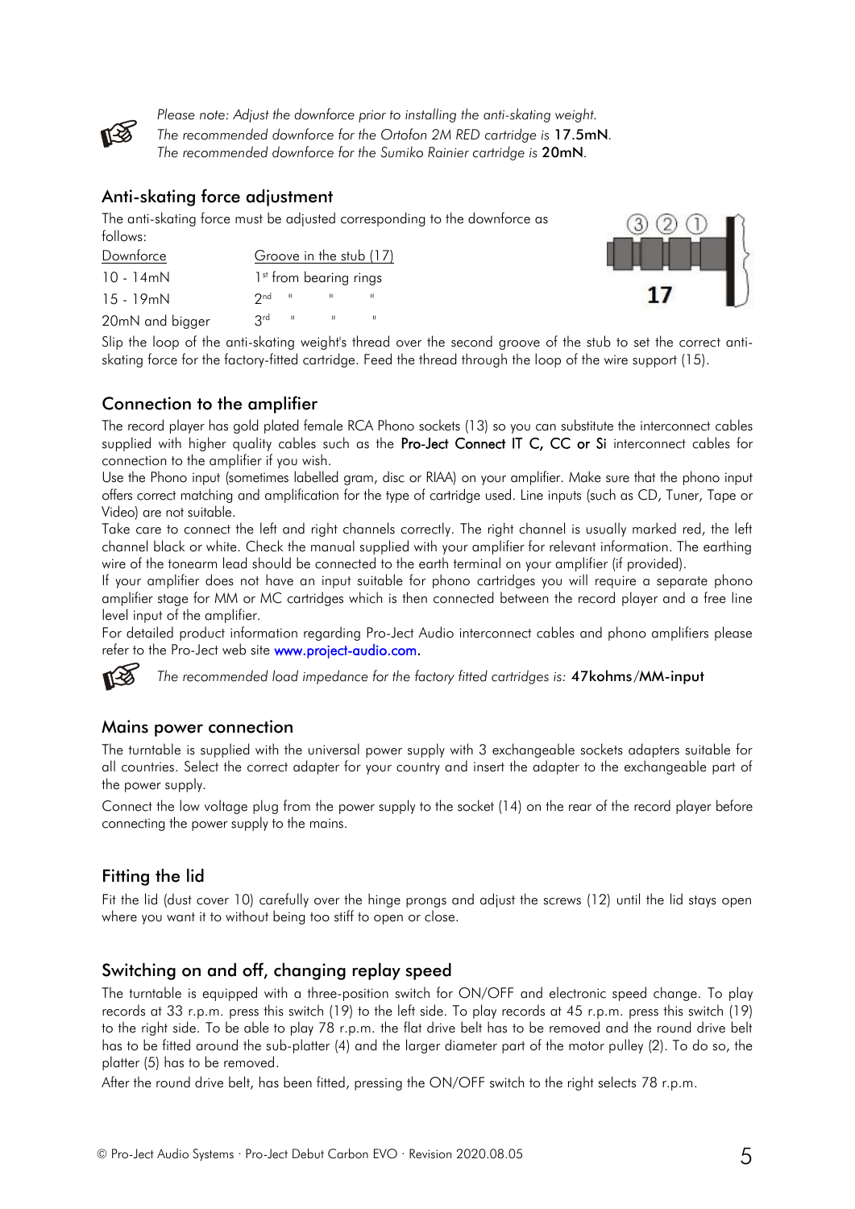*Please note: Adjust the downforce prior to installing the anti-skating weight.*
*The recommended downforce for the Ortofon 2M RED cartridge is* **17.5mN**.
*The recommended downforce for the Sumiko Rainier cartridge is* **20mN**.

## Anti-skating force adjustment

The anti-skating force must be adjusted corresponding to the downforce as follows:

| Downforce | Groove in the stub (17) |
|---|---|
| 10 - 14mN | 1st from bearing rings |
| 15 - 19mN | 2nd " " " |
| 20mN and bigger | 3rd " " " |

Slip the loop of the anti-skating weight's thread over the second groove of the stub to set the correct anti-skating force for the factory-fitted cartridge. Feed the thread through the loop of the wire support (15).

## Connection to the amplifier

The record player has gold plated female RCA Phono sockets (13) so you can substitute the interconnect cables supplied with higher quality cables such as the **Pro-Ject Connect IT C, CC or Si** interconnect cables for connection to the amplifier if you wish.

Use the Phono input (sometimes labelled gram, disc or RIAA) on your amplifier. Make sure that the phono input offers correct matching and amplification for the type of cartridge used. Line inputs (such as CD, Tuner, Tape or Video) are not suitable.

Take care to connect the left and right channels correctly. The right channel is usually marked red, the left channel black or white. Check the manual supplied with your amplifier for relevant information. The earthing wire of the tonearm lead should be connected to the earth terminal on your amplifier (if provided).

If your amplifier does not have an input suitable for phono cartridges you will require a separate phono amplifier stage for MM or MC cartridges which is then connected between the record player and a free line level input of the amplifier.

For detailed product information regarding Pro-Ject Audio interconnect cables and phono amplifiers please refer to the Pro-Ject web site www.project-audio.com.

*The recommended load impedance for the factory fitted cartridges is:* **47kohms/MM-input**

## Mains power connection

The turntable is supplied with the universal power supply with 3 exchangeable sockets adapters suitable for all countries. Select the correct adapter for your country and insert the adapter to the exchangeable part of the power supply.

Connect the low voltage plug from the power supply to the socket (14) on the rear of the record player before connecting the power supply to the mains.

## Fitting the lid

Fit the lid (dust cover 10) carefully over the hinge prongs and adjust the screws (12) until the lid stays open where you want it to without being too stiff to open or close.

## Switching on and off, changing replay speed

The turntable is equipped with a three-position switch for ON/OFF and electronic speed change. To play records at 33 r.p.m. press this switch (19) to the left side. To play records at 45 r.p.m. press this switch (19) to the right side. To be able to play 78 r.p.m. the flat drive belt has to be removed and the round drive belt has to be fitted around the sub-platter (4) and the larger diameter part of the motor pulley (2). To do so, the platter (5) has to be removed.

After the round drive belt, has been fitted, pressing the ON/OFF switch to the right selects 78 r.p.m.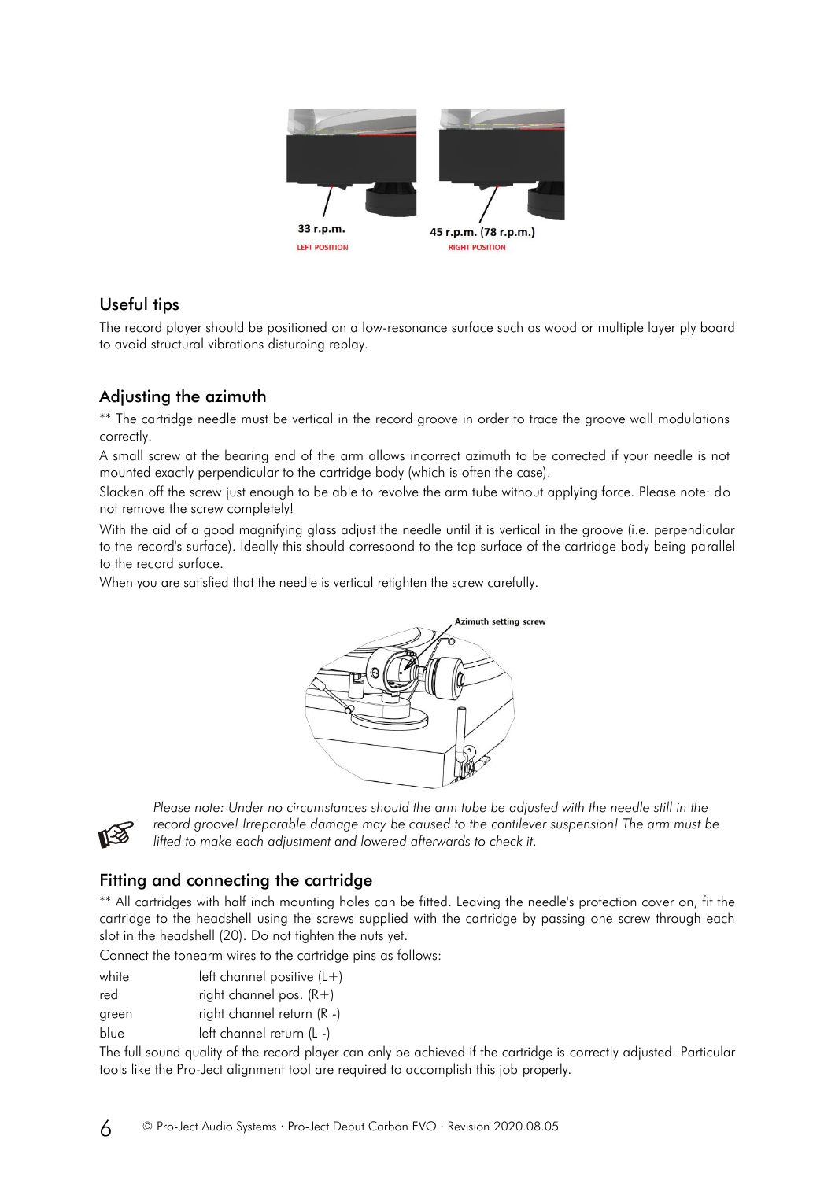33 r.p.m.
LEFT POSITION

45 r.p.m. (78 r.p.m.)
RIGHT POSITION

## Useful tips

The record player should be positioned on a low-resonance surface such as wood or multiple layer ply board to avoid structural vibrations disturbing replay.

## Adjusting the azimuth

** The cartridge needle must be vertical in the record groove in order to trace the groove wall modulations correctly.

A small screw at the bearing end of the arm allows incorrect azimuth to be corrected if your needle is not mounted exactly perpendicular to the cartridge body (which is often the case).

Slacken off the screw just enough to be able to revolve the arm tube without applying force. Please note: do not remove the screw completely!

With the aid of a good magnifying glass adjust the needle until it is vertical in the groove (i.e. perpendicular to the record's surface). Ideally this should correspond to the top surface of the cartridge body being parallel to the record surface.

When you are satisfied that the needle is vertical retighten the screw carefully.

Azimuth setting screw

*Please note: Under no circumstances should the arm tube be adjusted with the needle still in the record groove! Irreparable damage may be caused to the cantilever suspension! The arm must be lifted to make each adjustment and lowered afterwards to check it.*

## Fitting and connecting the cartridge

** All cartridges with half inch mounting holes can be fitted. Leaving the needle's protection cover on, fit the cartridge to the headshell using the screws supplied with the cartridge by passing one screw through each slot in the headshell (20). Do not tighten the nuts yet.

Connect the tonearm wires to the cartridge pins as follows:

| | |
|---|---|
| white | left channel positive (L+) |
| red | right channel pos. (R+) |
| green | right channel return (R -) |
| blue | left channel return (L -) |

The full sound quality of the record player can only be achieved if the cartridge is correctly adjusted. Particular tools like the Pro-Ject alignment tool are required to accomplish this job properly.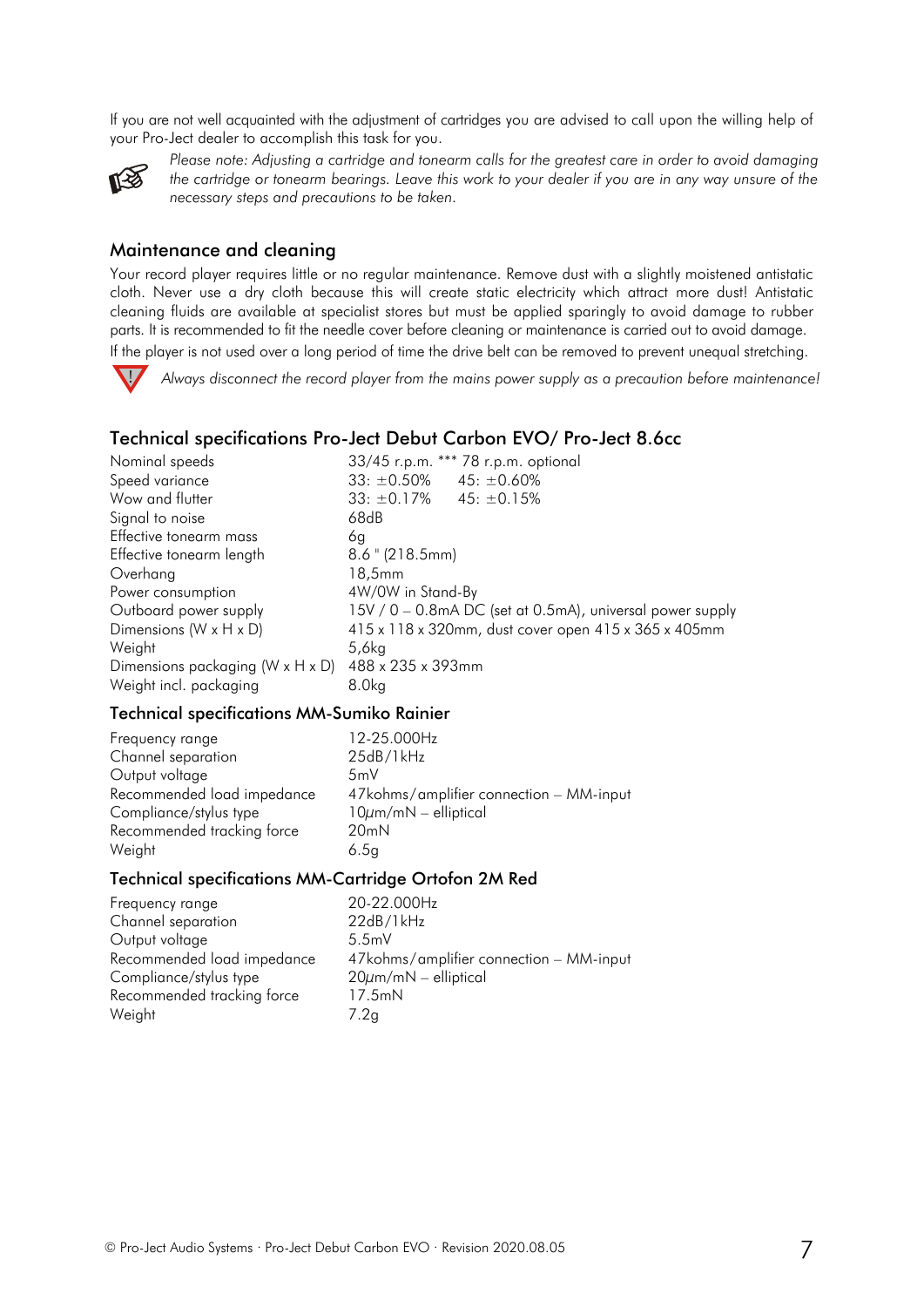If you are not well acquainted with the adjustment of cartridges you are advised to call upon the willing help of your Pro-Ject dealer to accomplish this task for you.

*Please note: Adjusting a cartridge and tonearm calls for the greatest care in order to avoid damaging the cartridge or tonearm bearings. Leave this work to your dealer if you are in any way unsure of the necessary steps and precautions to be taken.*

## Maintenance and cleaning

Your record player requires little or no regular maintenance. Remove dust with a slightly moistened antistatic cloth. Never use a dry cloth because this will create static electricity which attract more dust! Antistatic cleaning fluids are available at specialist stores but must be applied sparingly to avoid damage to rubber parts. It is recommended to fit the needle cover before cleaning or maintenance is carried out to avoid damage.

If the player is not used over a long period of time the drive belt can be removed to prevent unequal stretching.

*Always disconnect the record player from the mains power supply as a precaution before maintenance!*

## Technical specifications Pro-Ject Debut Carbon EVO/ Pro-Ject 8.6cc

| | |
|---|---|
| Nominal speeds | 33/45 r.p.m. *** 78 r.p.m. optional |
| Speed variance | 33: ±0.50%  45: ±0.60% |
| Wow and flutter | 33: ±0.17%  45: ±0.15% |
| Signal to noise | 68dB |
| Effective tonearm mass | 6g |
| Effective tonearm length | 8.6 " (218.5mm) |
| Overhang | 18,5mm |
| Power consumption | 4W/0W in Stand-By |
| Outboard power supply | 15V / 0 – 0.8mA DC (set at 0.5mA), universal power supply |
| Dimensions (W x H x D) | 415 x 118 x 320mm, dust cover open 415 x 365 x 405mm |
| Weight | 5,6kg |
| Dimensions packaging (W x H x D) | 488 x 235 x 393mm |
| Weight incl. packaging | 8.0kg |

## Technical specifications MM-Sumiko Rainier

| | |
|---|---|
| Frequency range | 12-25.000Hz |
| Channel separation | 25dB/1kHz |
| Output voltage | 5mV |
| Recommended load impedance | 47kohms/amplifier connection – MM-input |
| Compliance/stylus type | 10µm/mN – elliptical |
| Recommended tracking force | 20mN |
| Weight | 6.5g |

## Technical specifications MM-Cartridge Ortofon 2M Red

| | |
|---|---|
| Frequency range | 20-22.000Hz |
| Channel separation | 22dB/1kHz |
| Output voltage | 5.5mV |
| Recommended load impedance | 47kohms/amplifier connection – MM-input |
| Compliance/stylus type | 20µm/mN – elliptical |
| Recommended tracking force | 17.5mN |
| Weight | 7.2g |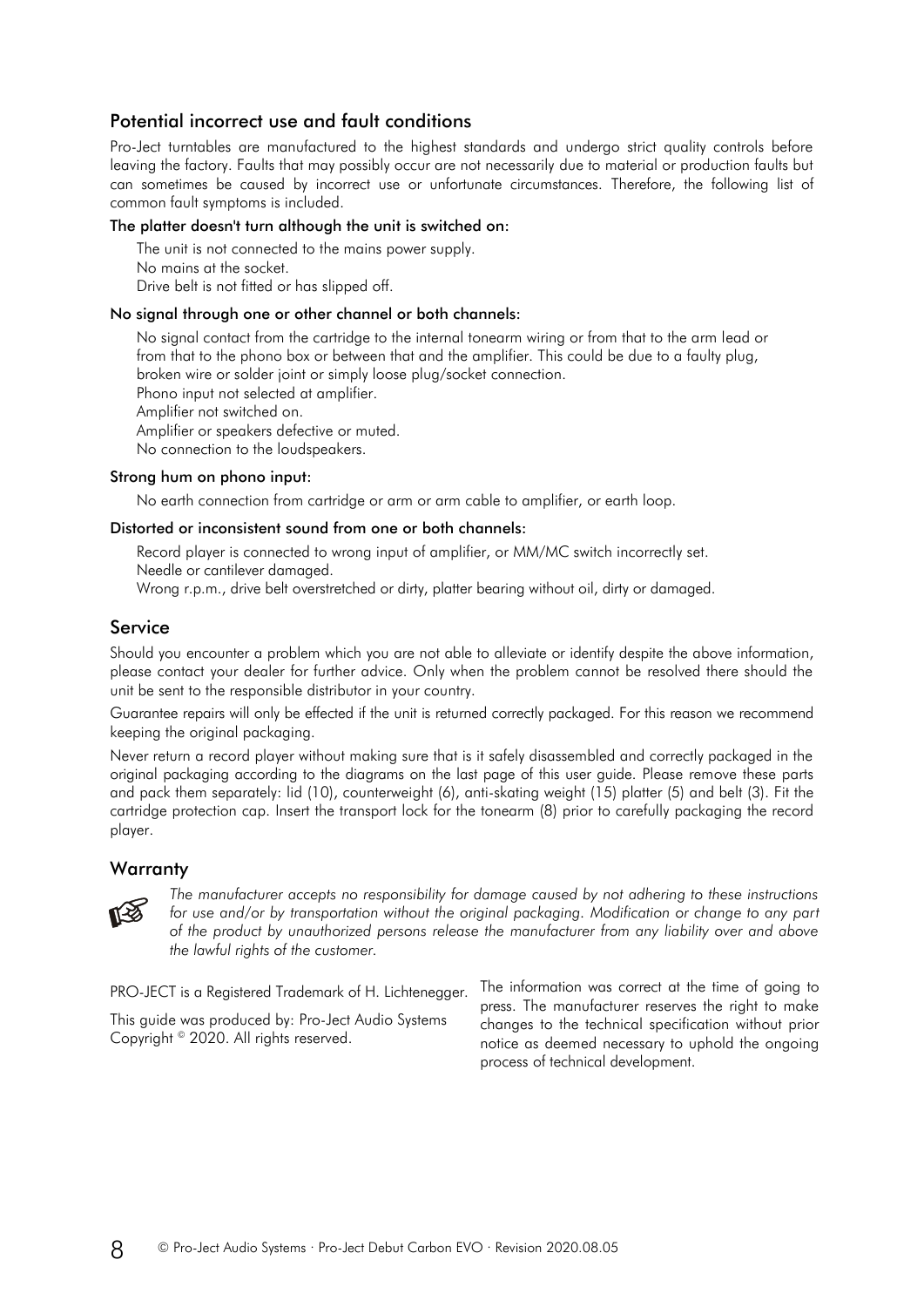## Potential incorrect use and fault conditions

Pro-Ject turntables are manufactured to the highest standards and undergo strict quality controls before leaving the factory. Faults that may possibly occur are not necessarily due to material or production faults but can sometimes be caused by incorrect use or unfortunate circumstances. Therefore, the following list of common fault symptoms is included.

**The platter doesn't turn although the unit is switched on:**

The unit is not connected to the mains power supply.
No mains at the socket.
Drive belt is not fitted or has slipped off.

**No signal through one or other channel or both channels:**

No signal contact from the cartridge to the internal tonearm wiring or from that to the arm lead or from that to the phono box or between that and the amplifier. This could be due to a faulty plug, broken wire or solder joint or simply loose plug/socket connection.
Phono input not selected at amplifier.
Amplifier not switched on.
Amplifier or speakers defective or muted.
No connection to the loudspeakers.

**Strong hum on phono input:**

No earth connection from cartridge or arm or arm cable to amplifier, or earth loop.

**Distorted or inconsistent sound from one or both channels:**

Record player is connected to wrong input of amplifier, or MM/MC switch incorrectly set.
Needle or cantilever damaged.
Wrong r.p.m., drive belt overstretched or dirty, platter bearing without oil, dirty or damaged.

## Service

Should you encounter a problem which you are not able to alleviate or identify despite the above information, please contact your dealer for further advice. Only when the problem cannot be resolved there should the unit be sent to the responsible distributor in your country.

Guarantee repairs will only be effected if the unit is returned correctly packaged. For this reason we recommend keeping the original packaging.

Never return a record player without making sure that is it safely disassembled and correctly packaged in the original packaging according to the diagrams on the last page of this user guide. Please remove these parts and pack them separately: lid (10), counterweight (6), anti-skating weight (15) platter (5) and belt (3). Fit the cartridge protection cap. Insert the transport lock for the tonearm (8) prior to carefully packaging the record player.

## Warranty

☞ *The manufacturer accepts no responsibility for damage caused by not adhering to these instructions for use and/or by transportation without the original packaging. Modification or change to any part of the product by unauthorized persons release the manufacturer from any liability over and above the lawful rights of the customer.*

PRO-JECT is a Registered Trademark of H. Lichtenegger.

This guide was produced by: Pro-Ject Audio Systems
Copyright © 2020. All rights reserved.

The information was correct at the time of going to press. The manufacturer reserves the right to make changes to the technical specification without prior notice as deemed necessary to uphold the ongoing process of technical development.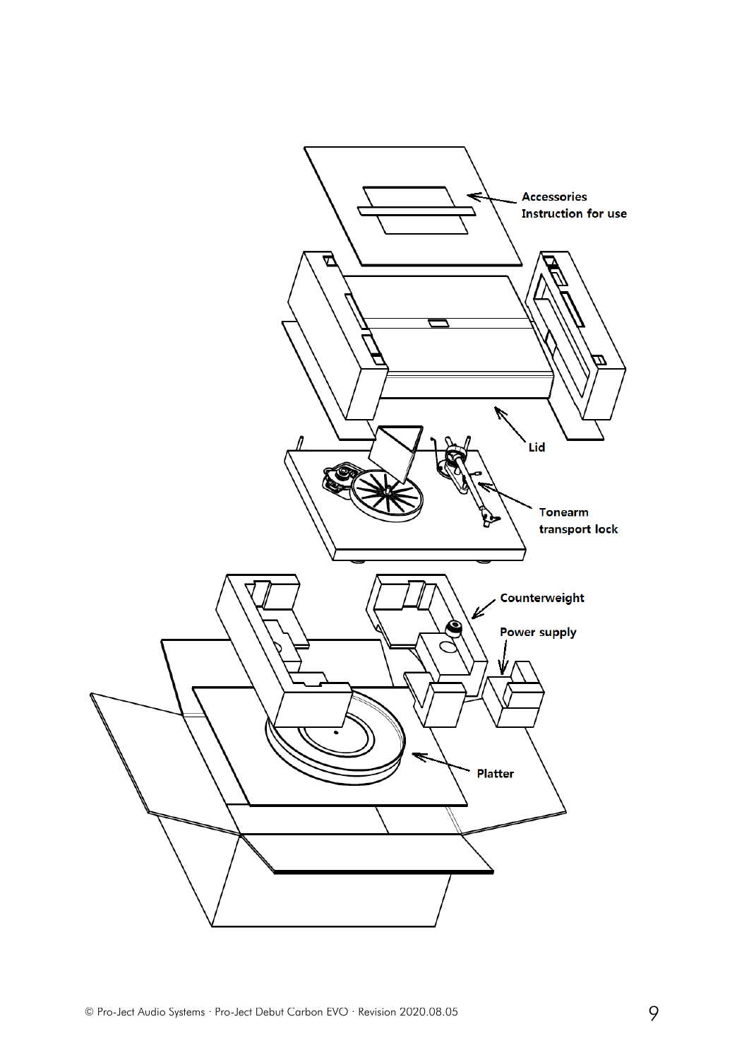Accessories
Instruction for use

Lid

Tonearm
transport lock

Counterweight

Power supply

Platter